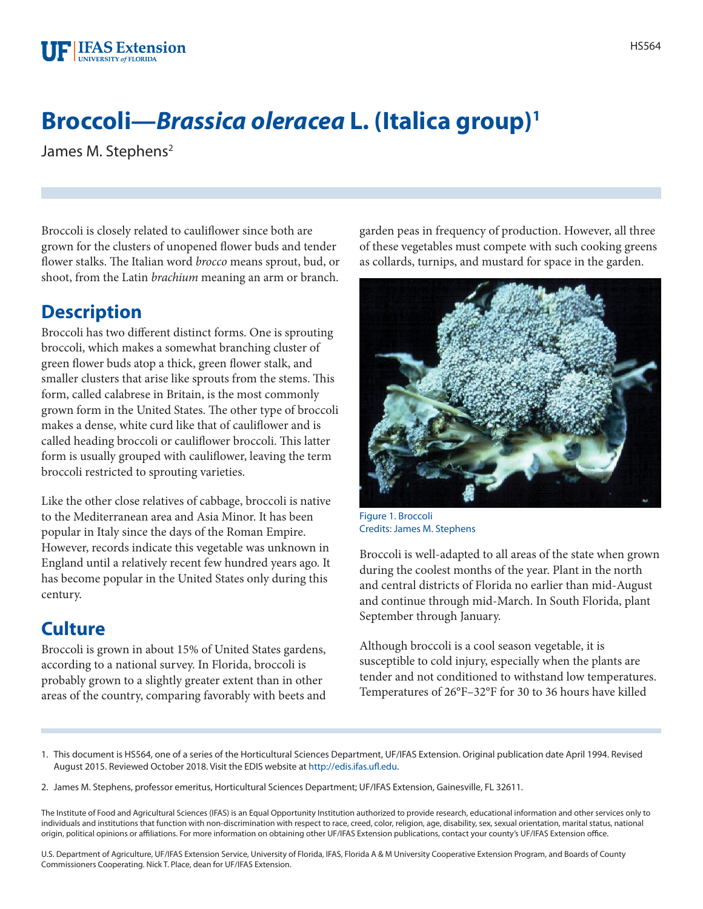# Broccoli—*Brassica oleracea* L. (Italica group)[1]

James M. Stephens[2]

Broccoli is closely related to cauliflower since both are grown for the clusters of unopened flower buds and tender flower stalks. The Italian word *brocco* means sprout, bud, or shoot, from the Latin *brachium* meaning an arm or branch.

## Description

Broccoli has two different distinct forms. One is sprouting broccoli, which makes a somewhat branching cluster of green flower buds atop a thick, green flower stalk, and smaller clusters that arise like sprouts from the stems. This form, called calabrese in Britain, is the most commonly grown form in the United States. The other type of broccoli makes a dense, white curd like that of cauliflower and is called heading broccoli or cauliflower broccoli. This latter form is usually grouped with cauliflower, leaving the term broccoli restricted to sprouting varieties.

Like the other close relatives of cabbage, broccoli is native to the Mediterranean area and Asia Minor. It has been popular in Italy since the days of the Roman Empire. However, records indicate this vegetable was unknown in England until a relatively recent few hundred years ago. It has become popular in the United States only during this century.

## Culture

Broccoli is grown in about 15% of United States gardens, according to a national survey. In Florida, broccoli is probably grown to a slightly greater extent than in other areas of the country, comparing favorably with beets and garden peas in frequency of production. However, all three of these vegetables must compete with such cooking greens as collards, turnips, and mustard for space in the garden.

Figure 1. Broccoli
Credits: James M. Stephens

Broccoli is well-adapted to all areas of the state when grown during the coolest months of the year. Plant in the north and central districts of Florida no earlier than mid-August and continue through mid-March. In South Florida, plant September through January.

Although broccoli is a cool season vegetable, it is susceptible to cold injury, especially when the plants are tender and not conditioned to withstand low temperatures. Temperatures of 26°F–32°F for 30 to 36 hours have killed

1. This document is HS564, one of a series of the Horticultural Sciences Department, UF/IFAS Extension. Original publication date April 1994. Revised August 2015. Reviewed October 2018. Visit the EDIS website at http://edis.ifas.ufl.edu.

2. James M. Stephens, professor emeritus, Horticultural Sciences Department; UF/IFAS Extension, Gainesville, FL 32611.

The Institute of Food and Agricultural Sciences (IFAS) is an Equal Opportunity Institution authorized to provide research, educational information and other services only to individuals and institutions that function with non-discrimination with respect to race, creed, color, religion, age, disability, sex, sexual orientation, marital status, national origin, political opinions or affiliations. For more information on obtaining other UF/IFAS Extension publications, contact your county's UF/IFAS Extension office.

U.S. Department of Agriculture, UF/IFAS Extension Service, University of Florida, IFAS, Florida A & M University Cooperative Extension Program, and Boards of County Commissioners Cooperating. Nick T. Place, dean for UF/IFAS Extension.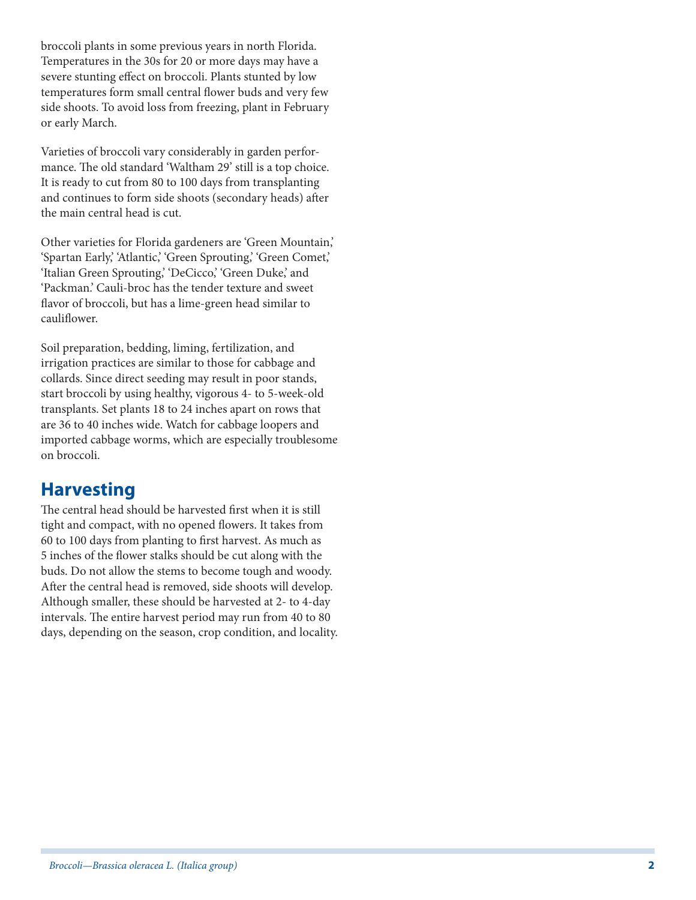broccoli plants in some previous years in north Florida. Temperatures in the 30s for 20 or more days may have a severe stunting effect on broccoli. Plants stunted by low temperatures form small central flower buds and very few side shoots. To avoid loss from freezing, plant in February or early March.

Varieties of broccoli vary considerably in garden performance. The old standard 'Waltham 29' still is a top choice. It is ready to cut from 80 to 100 days from transplanting and continues to form side shoots (secondary heads) after the main central head is cut.

Other varieties for Florida gardeners are 'Green Mountain,' 'Spartan Early,' 'Atlantic,' 'Green Sprouting,' 'Green Comet,' 'Italian Green Sprouting,' 'DeCicco,' 'Green Duke,' and 'Packman.' Cauli-broc has the tender texture and sweet flavor of broccoli, but has a lime-green head similar to cauliflower.

Soil preparation, bedding, liming, fertilization, and irrigation practices are similar to those for cabbage and collards. Since direct seeding may result in poor stands, start broccoli by using healthy, vigorous 4- to 5-week-old transplants. Set plants 18 to 24 inches apart on rows that are 36 to 40 inches wide. Watch for cabbage loopers and imported cabbage worms, which are especially troublesome on broccoli.

## Harvesting

The central head should be harvested first when it is still tight and compact, with no opened flowers. It takes from 60 to 100 days from planting to first harvest. As much as 5 inches of the flower stalks should be cut along with the buds. Do not allow the stems to become tough and woody. After the central head is removed, side shoots will develop. Although smaller, these should be harvested at 2- to 4-day intervals. The entire harvest period may run from 40 to 80 days, depending on the season, crop condition, and locality.